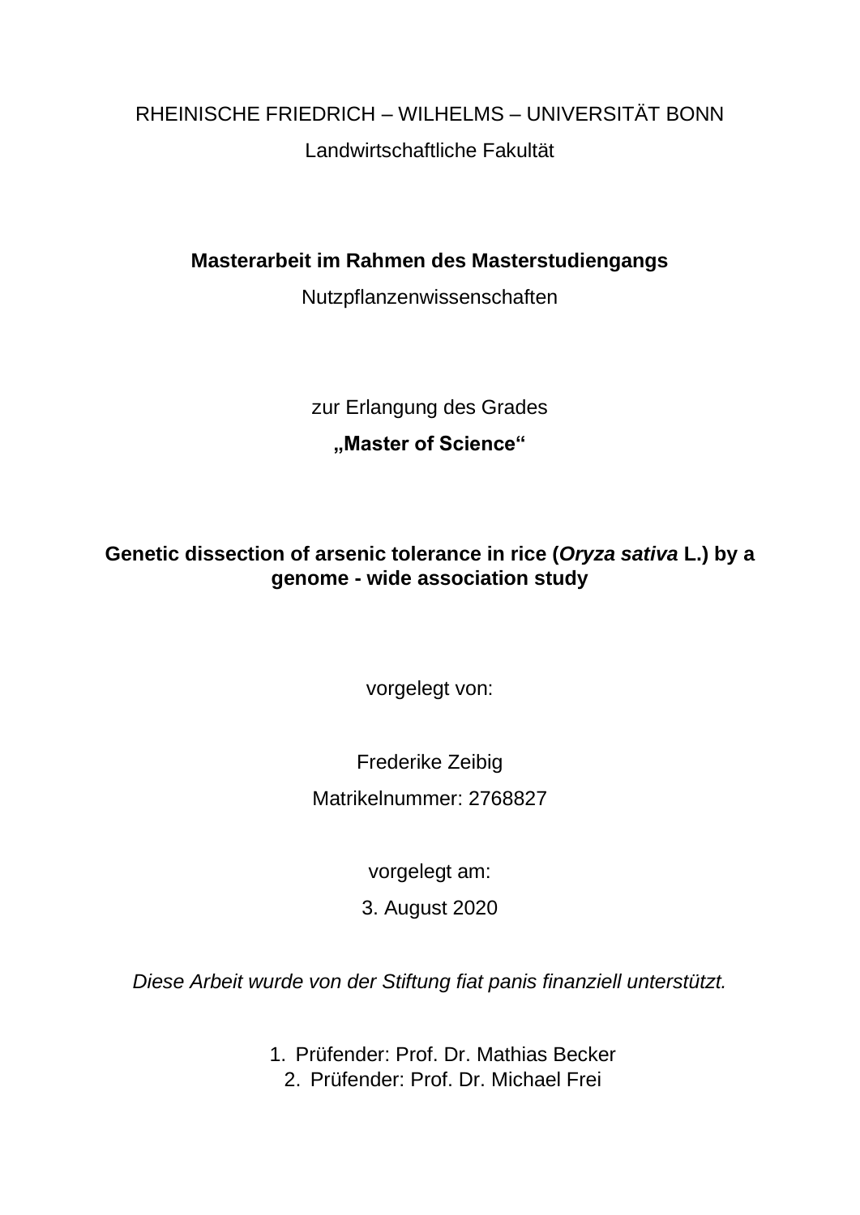RHEINISCHE FRIEDRICH – WILHELMS – UNIVERSITÄT BONN

Landwirtschaftliche Fakultät

**Masterarbeit im Rahmen des Masterstudiengangs**

Nutzpflanzenwissenschaften

zur Erlangung des Grades

**„Master of Science“**

# Genetic dissection of arsenic tolerance in rice (*Oryza sativa* L.) by a genome - wide association study

vorgelegt von:

Frederike Zeibig

Matrikelnummer: 2768827

vorgelegt am:

3. August 2020

*Diese Arbeit wurde von der Stiftung fiat panis finanziell unterstützt.*

1. Prüfender: Prof. Dr. Mathias Becker
2. Prüfender: Prof. Dr. Michael Frei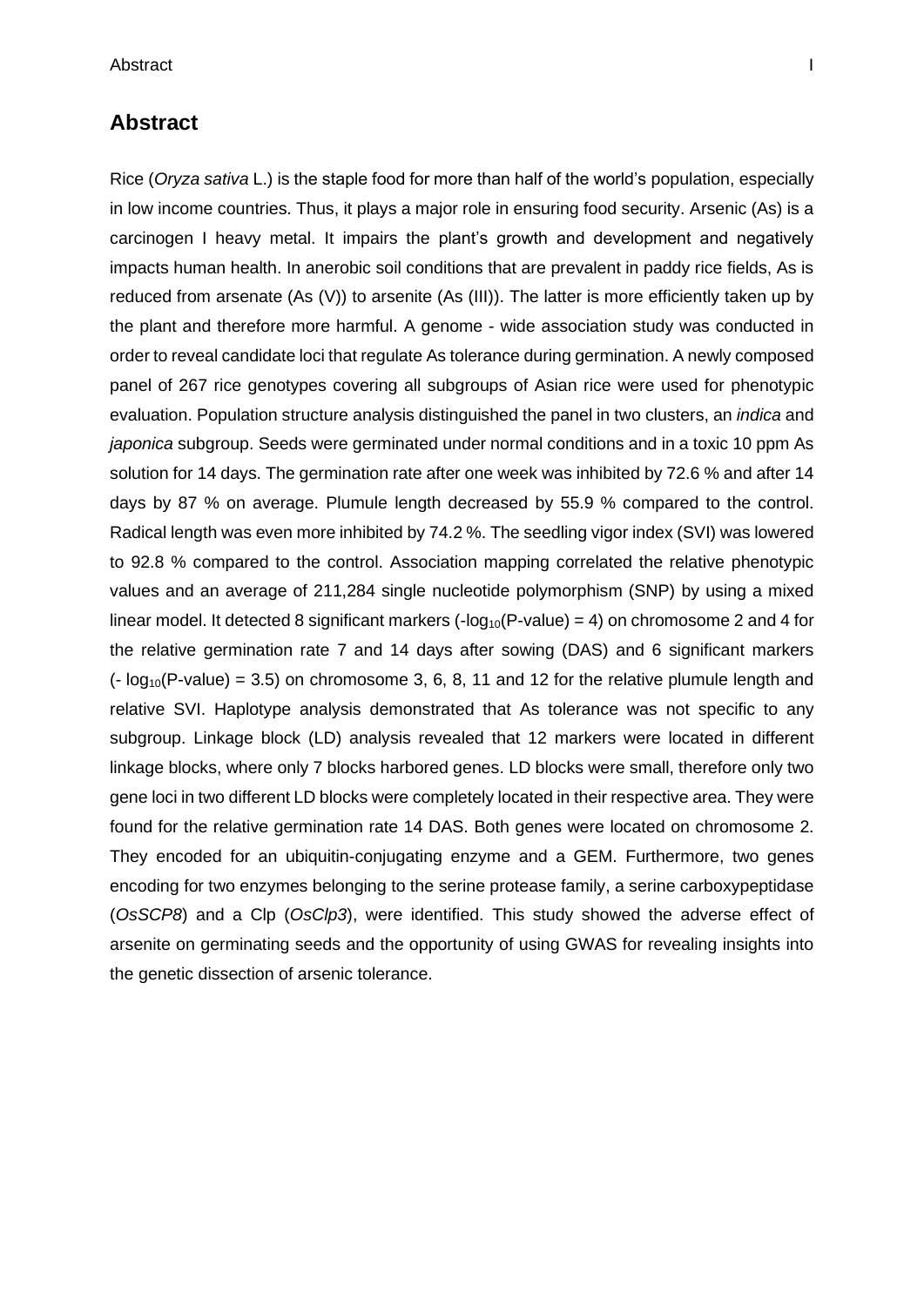## Abstract

Rice (*Oryza sativa* L.) is the staple food for more than half of the world's population, especially in low income countries. Thus, it plays a major role in ensuring food security. Arsenic (As) is a carcinogen I heavy metal. It impairs the plant's growth and development and negatively impacts human health. In anerobic soil conditions that are prevalent in paddy rice fields, As is reduced from arsenate (As (V)) to arsenite (As (III)). The latter is more efficiently taken up by the plant and therefore more harmful. A genome - wide association study was conducted in order to reveal candidate loci that regulate As tolerance during germination. A newly composed panel of 267 rice genotypes covering all subgroups of Asian rice were used for phenotypic evaluation. Population structure analysis distinguished the panel in two clusters, an *indica* and *japonica* subgroup. Seeds were germinated under normal conditions and in a toxic 10 ppm As solution for 14 days. The germination rate after one week was inhibited by 72.6 % and after 14 days by 87 % on average. Plumule length decreased by 55.9 % compared to the control. Radical length was even more inhibited by 74.2 %. The seedling vigor index (SVI) was lowered to 92.8 % compared to the control. Association mapping correlated the relative phenotypic values and an average of 211,284 single nucleotide polymorphism (SNP) by using a mixed linear model. It detected 8 significant markers ($-\log_{10}$(P-value) = 4) on chromosome 2 and 4 for the relative germination rate 7 and 14 days after sowing (DAS) and 6 significant markers ($-\log_{10}$(P-value) = 3.5) on chromosome 3, 6, 8, 11 and 12 for the relative plumule length and relative SVI. Haplotype analysis demonstrated that As tolerance was not specific to any subgroup. Linkage block (LD) analysis revealed that 12 markers were located in different linkage blocks, where only 7 blocks harbored genes. LD blocks were small, therefore only two gene loci in two different LD blocks were completely located in their respective area. They were found for the relative germination rate 14 DAS. Both genes were located on chromosome 2. They encoded for an ubiquitin-conjugating enzyme and a GEM. Furthermore, two genes encoding for two enzymes belonging to the serine protease family, a serine carboxypeptidase (*OsSCP8*) and a Clp (*OsClp3*), were identified. This study showed the adverse effect of arsenite on germinating seeds and the opportunity of using GWAS for revealing insights into the genetic dissection of arsenic tolerance.